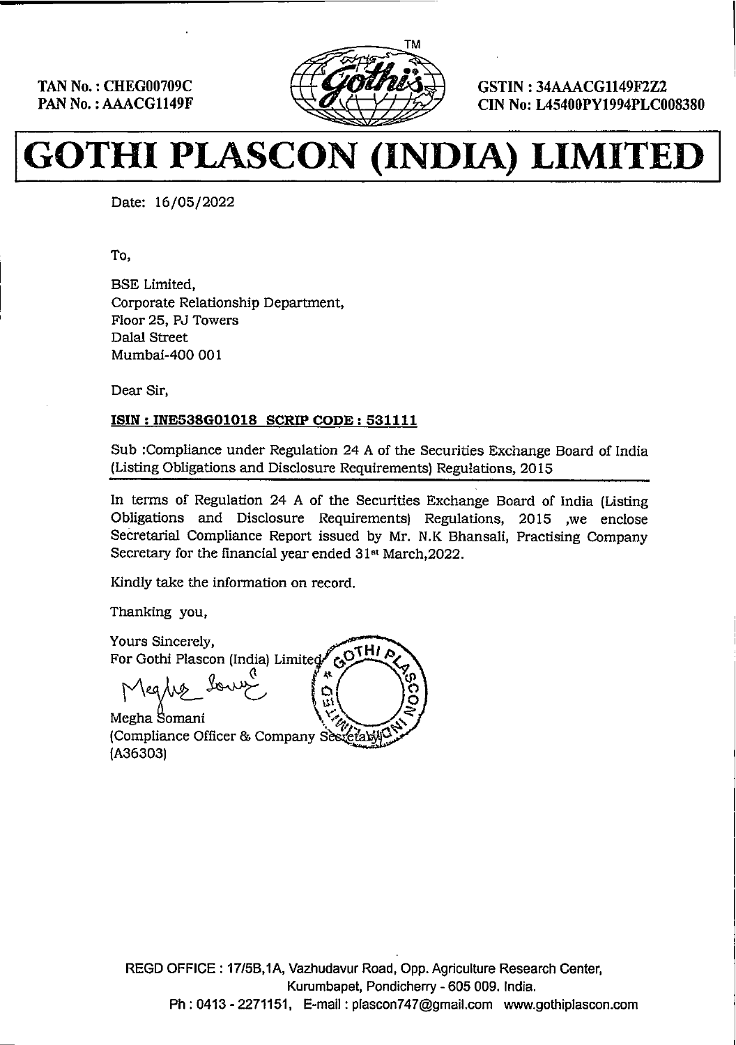TAN No. : CHEG00709C
PAN No. : AAACG1149F

GSTIN : 34AAACG1149F2Z2
CIN No: L45400PY1994PLC008380

# GOTHI PLASCON (INDIA) LIMITED

Date: 16/05/2022

To,

BSE Limited,
Corporate Relationship Department,
Floor 25, PJ Towers
Dalal Street
Mumbai-400 001

Dear Sir,

**ISIN : INE538G01018 SCRIP CODE : 531111**

Sub :Compliance under Regulation 24 A of the Securities Exchange Board of India (Listing Obligations and Disclosure Requirements) Regulations, 2015

In terms of Regulation 24 A of the Securities Exchange Board of India (Listing Obligations and Disclosure Requirements) Regulations, 2015 ,we enclose Secretarial Compliance Report issued by Mr. N.K Bhansali, Practising Company Secretary for the financial year ended 31st March,2022.

Kindly take the information on record.

Thanking you,

Yours Sincerely,
For Gothi Plascon (India) Limited

Megha Somani
(Compliance Officer & Company Secretary)
(A36303)

REGD OFFICE : 17/5B,1A, Vazhudavur Road, Opp. Agriculture Research Center, Kurumbapet, Pondicherry - 605 009. India.
Ph : 0413 - 2271151, E-mail : plascon747@gmail.com www.gothiplascon.com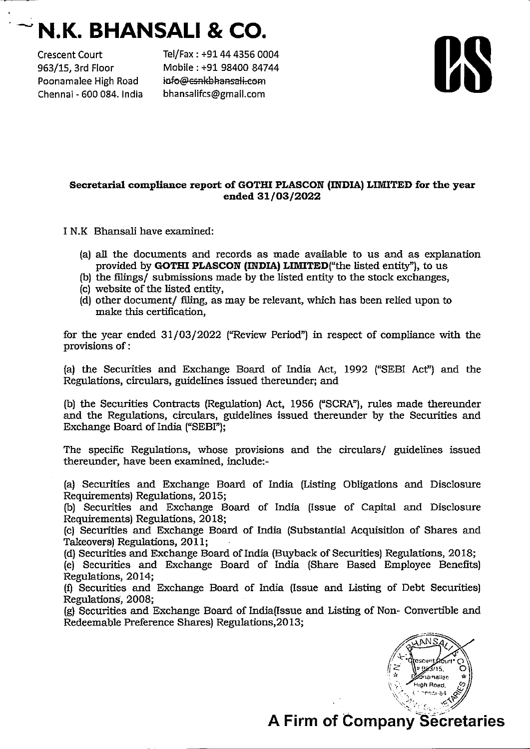# N.K. BHANSALI & CO.

Crescent Court
963/15, 3rd Floor
Poonamalee High Road
Chennai - 600 084. India

Tel/Fax : +91 44 4356 0004
Mobile : +91 98400 84744
~~info@csnkbhansali.com~~
bhansalifcs@gmail.com

**Secretarial compliance report of GOTHI PLASCON (INDIA) LIMITED for the year ended 31/03/2022**

I N.K Bhansali have examined:

(a) all the documents and records as made available to us and as explanation provided by **GOTHI PLASCON (INDIA) LIMITED**("the listed entity"), to us
(b) the filings/ submissions made by the listed entity to the stock exchanges,
(c) website of the listed entity,
(d) other document/ filing, as may be relevant, which has been relied upon to make this certification,

for the year ended 31/03/2022 ("Review Period") in respect of compliance with the provisions of :

(a) the Securities and Exchange Board of India Act, 1992 ("SEBI Act") and the Regulations, circulars, guidelines issued thereunder; and

(b) the Securities Contracts (Regulation) Act, 1956 ("SCRA"), rules made thereunder and the Regulations, circulars, guidelines issued thereunder by the Securities and Exchange Board of India ("SEBI");

The specific Regulations, whose provisions and the circulars/ guidelines issued thereunder, have been examined, include:-

(a) Securities and Exchange Board of India (Listing Obligations and Disclosure Requirements) Regulations, 2015;
(b) Securities and Exchange Board of India (Issue of Capital and Disclosure Requirements) Regulations, 2018;
(c) Securities and Exchange Board of India (Substantial Acquisition of Shares and Takeovers) Regulations, 2011;
(d) Securities and Exchange Board of India (Buyback of Securities) Regulations, 2018;
(e) Securities and Exchange Board of India (Share Based Employee Benefits) Regulations, 2014;
(f) Securities and Exchange Board of India (Issue and Listing of Debt Securities) Regulations, 2008;
(g) Securities and Exchange Board of India(Issue and Listing of Non- Convertible and Redeemable Preference Shares) Regulations,2013;

**A Firm of Company Secretaries**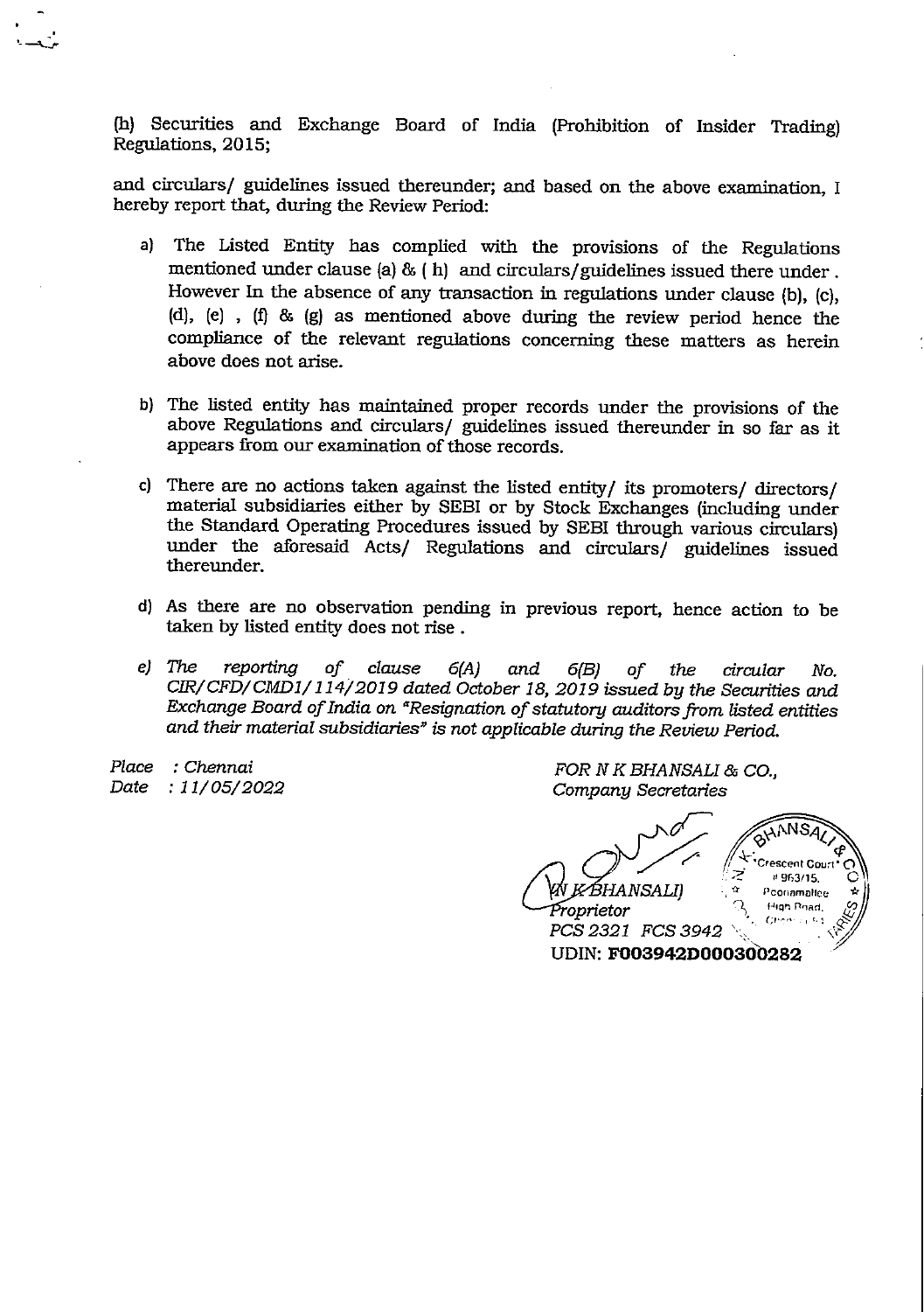(h) Securities and Exchange Board of India (Prohibition of Insider Trading) Regulations, 2015;

and circulars/ guidelines issued thereunder; and based on the above examination, I hereby report that, during the Review Period:

a) The Listed Entity has complied with the provisions of the Regulations mentioned under clause (a) & ( h) and circulars/guidelines issued there under . However In the absence of any transaction in regulations under clause (b), (c), (d), (e) , (f) & (g) as mentioned above during the review period hence the compliance of the relevant regulations concerning these matters as herein above does not arise.

b) The listed entity has maintained proper records under the provisions of the above Regulations and circulars/ guidelines issued thereunder in so far as it appears from our examination of those records.

c) There are no actions taken against the listed entity/ its promoters/ directors/ material subsidiaries either by SEBI or by Stock Exchanges (including under the Standard Operating Procedures issued by SEBI through various circulars) under the aforesaid Acts/ Regulations and circulars/ guidelines issued thereunder.

d) As there are no observation pending in previous report, hence action to be taken by listed entity does not rise .

e) *The reporting of clause 6(A) and 6(B) of the circular No. CIR/CFD/CMD1/114/2019 dated October 18, 2019 issued by the Securities and Exchange Board of India on "Resignation of statutory auditors from listed entities and their material subsidiaries" is not applicable during the Review Period.*

*Place : Chennai*
*Date : 11/05/2022*

*FOR N K BHANSALI & CO.,*
*Company Secretaries*

*(N K BHANSALI)*
*Proprietor*
*PCS 2321 FCS 3942*
UDIN: **F003942D000300282**